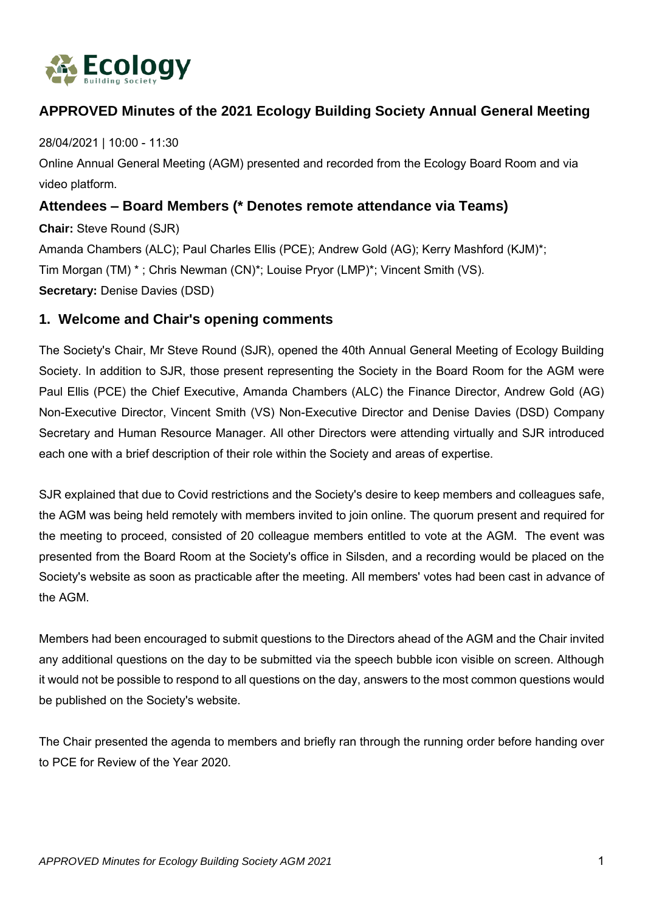## APPROVED Minutes of the 2021 Ecology Building Society Annual General Meeting

28/04/2021 | 10:00 - 11:30

Online Annual General Meeting (AGM) presented and recorded from the Ecology Board Room and via video platform.

### Attendees – Board Members (* Denotes remote attendance via Teams)

**Chair:** Steve Round (SJR)

Amanda Chambers (ALC); Paul Charles Ellis (PCE); Andrew Gold (AG); Kerry Mashford (KJM)*; Tim Morgan (TM) * ; Chris Newman (CN)*; Louise Pryor (LMP)*; Vincent Smith (VS).

**Secretary:** Denise Davies (DSD)

### 1. Welcome and Chair's opening comments

The Society's Chair, Mr Steve Round (SJR), opened the 40th Annual General Meeting of Ecology Building Society. In addition to SJR, those present representing the Society in the Board Room for the AGM were Paul Ellis (PCE) the Chief Executive, Amanda Chambers (ALC) the Finance Director, Andrew Gold (AG) Non-Executive Director, Vincent Smith (VS) Non-Executive Director and Denise Davies (DSD) Company Secretary and Human Resource Manager. All other Directors were attending virtually and SJR introduced each one with a brief description of their role within the Society and areas of expertise.

SJR explained that due to Covid restrictions and the Society's desire to keep members and colleagues safe, the AGM was being held remotely with members invited to join online. The quorum present and required for the meeting to proceed, consisted of 20 colleague members entitled to vote at the AGM. The event was presented from the Board Room at the Society's office in Silsden, and a recording would be placed on the Society's website as soon as practicable after the meeting. All members' votes had been cast in advance of the AGM.

Members had been encouraged to submit questions to the Directors ahead of the AGM and the Chair invited any additional questions on the day to be submitted via the speech bubble icon visible on screen. Although it would not be possible to respond to all questions on the day, answers to the most common questions would be published on the Society's website.

The Chair presented the agenda to members and briefly ran through the running order before handing over to PCE for Review of the Year 2020.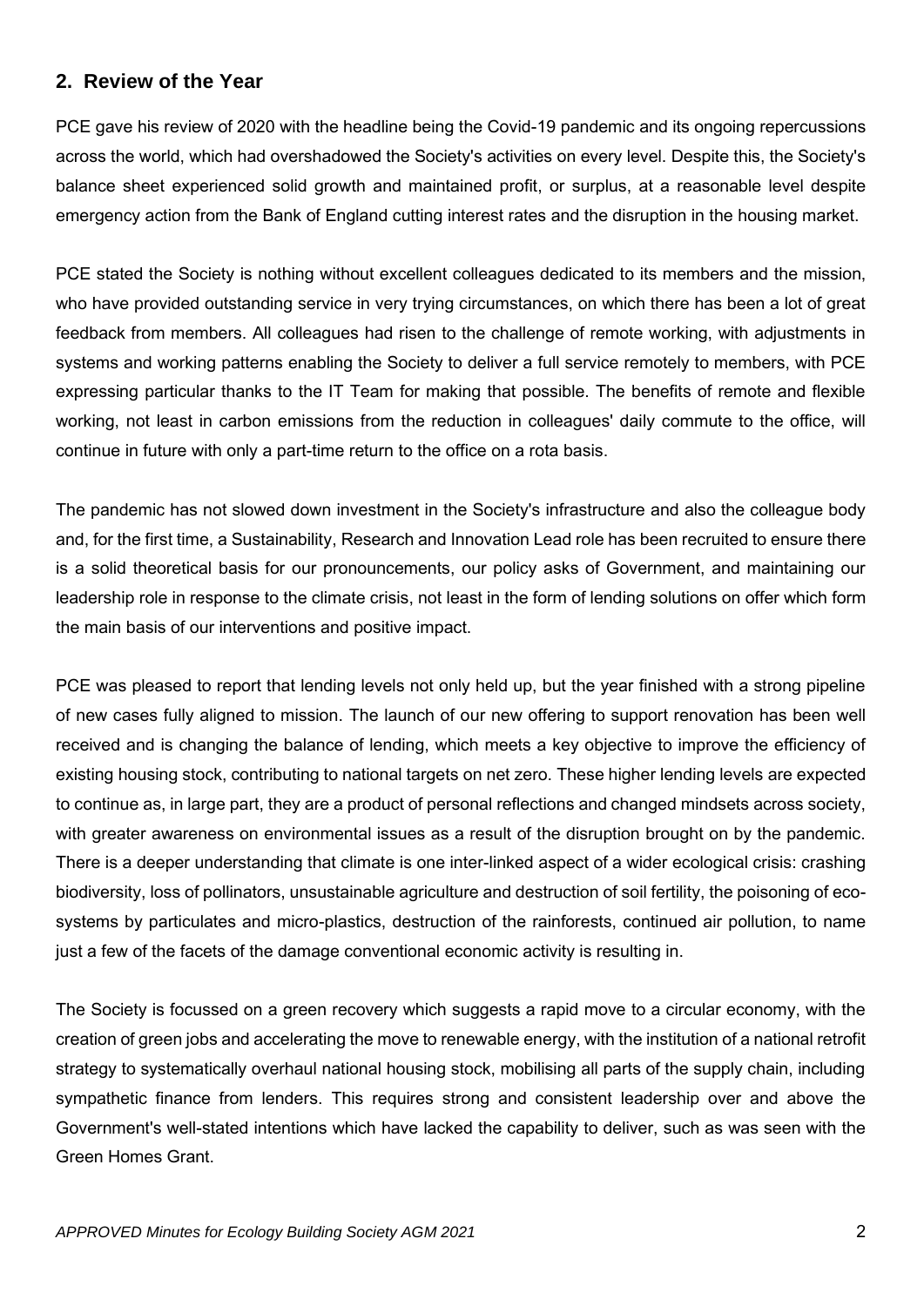## 2. Review of the Year

PCE gave his review of 2020 with the headline being the Covid-19 pandemic and its ongoing repercussions across the world, which had overshadowed the Society's activities on every level. Despite this, the Society's balance sheet experienced solid growth and maintained profit, or surplus, at a reasonable level despite emergency action from the Bank of England cutting interest rates and the disruption in the housing market.

PCE stated the Society is nothing without excellent colleagues dedicated to its members and the mission, who have provided outstanding service in very trying circumstances, on which there has been a lot of great feedback from members. All colleagues had risen to the challenge of remote working, with adjustments in systems and working patterns enabling the Society to deliver a full service remotely to members, with PCE expressing particular thanks to the IT Team for making that possible. The benefits of remote and flexible working, not least in carbon emissions from the reduction in colleagues' daily commute to the office, will continue in future with only a part-time return to the office on a rota basis.

The pandemic has not slowed down investment in the Society's infrastructure and also the colleague body and, for the first time, a Sustainability, Research and Innovation Lead role has been recruited to ensure there is a solid theoretical basis for our pronouncements, our policy asks of Government, and maintaining our leadership role in response to the climate crisis, not least in the form of lending solutions on offer which form the main basis of our interventions and positive impact.

PCE was pleased to report that lending levels not only held up, but the year finished with a strong pipeline of new cases fully aligned to mission. The launch of our new offering to support renovation has been well received and is changing the balance of lending, which meets a key objective to improve the efficiency of existing housing stock, contributing to national targets on net zero. These higher lending levels are expected to continue as, in large part, they are a product of personal reflections and changed mindsets across society, with greater awareness on environmental issues as a result of the disruption brought on by the pandemic. There is a deeper understanding that climate is one inter-linked aspect of a wider ecological crisis: crashing biodiversity, loss of pollinators, unsustainable agriculture and destruction of soil fertility, the poisoning of eco-systems by particulates and micro-plastics, destruction of the rainforests, continued air pollution, to name just a few of the facets of the damage conventional economic activity is resulting in.

The Society is focussed on a green recovery which suggests a rapid move to a circular economy, with the creation of green jobs and accelerating the move to renewable energy, with the institution of a national retrofit strategy to systematically overhaul national housing stock, mobilising all parts of the supply chain, including sympathetic finance from lenders. This requires strong and consistent leadership over and above the Government's well-stated intentions which have lacked the capability to deliver, such as was seen with the Green Homes Grant.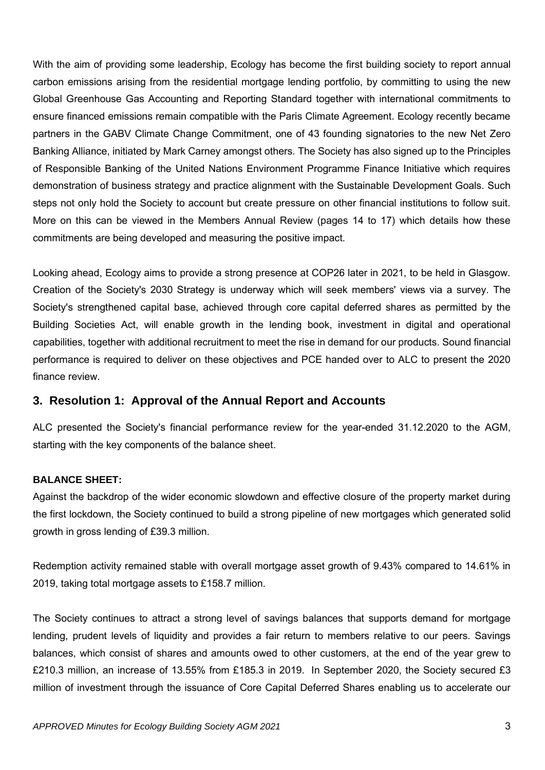With the aim of providing some leadership, Ecology has become the first building society to report annual carbon emissions arising from the residential mortgage lending portfolio, by committing to using the new Global Greenhouse Gas Accounting and Reporting Standard together with international commitments to ensure financed emissions remain compatible with the Paris Climate Agreement. Ecology recently became partners in the GABV Climate Change Commitment, one of 43 founding signatories to the new Net Zero Banking Alliance, initiated by Mark Carney amongst others. The Society has also signed up to the Principles of Responsible Banking of the United Nations Environment Programme Finance Initiative which requires demonstration of business strategy and practice alignment with the Sustainable Development Goals. Such steps not only hold the Society to account but create pressure on other financial institutions to follow suit. More on this can be viewed in the Members Annual Review (pages 14 to 17) which details how these commitments are being developed and measuring the positive impact.

Looking ahead, Ecology aims to provide a strong presence at COP26 later in 2021, to be held in Glasgow. Creation of the Society's 2030 Strategy is underway which will seek members' views via a survey. The Society's strengthened capital base, achieved through core capital deferred shares as permitted by the Building Societies Act, will enable growth in the lending book, investment in digital and operational capabilities, together with additional recruitment to meet the rise in demand for our products. Sound financial performance is required to deliver on these objectives and PCE handed over to ALC to present the 2020 finance review.

## 3. Resolution 1: Approval of the Annual Report and Accounts

ALC presented the Society's financial performance review for the year-ended 31.12.2020 to the AGM, starting with the key components of the balance sheet.

**BALANCE SHEET:**

Against the backdrop of the wider economic slowdown and effective closure of the property market during the first lockdown, the Society continued to build a strong pipeline of new mortgages which generated solid growth in gross lending of £39.3 million.

Redemption activity remained stable with overall mortgage asset growth of 9.43% compared to 14.61% in 2019, taking total mortgage assets to £158.7 million.

The Society continues to attract a strong level of savings balances that supports demand for mortgage lending, prudent levels of liquidity and provides a fair return to members relative to our peers. Savings balances, which consist of shares and amounts owed to other customers, at the end of the year grew to £210.3 million, an increase of 13.55% from £185.3 in 2019. In September 2020, the Society secured £3 million of investment through the issuance of Core Capital Deferred Shares enabling us to accelerate our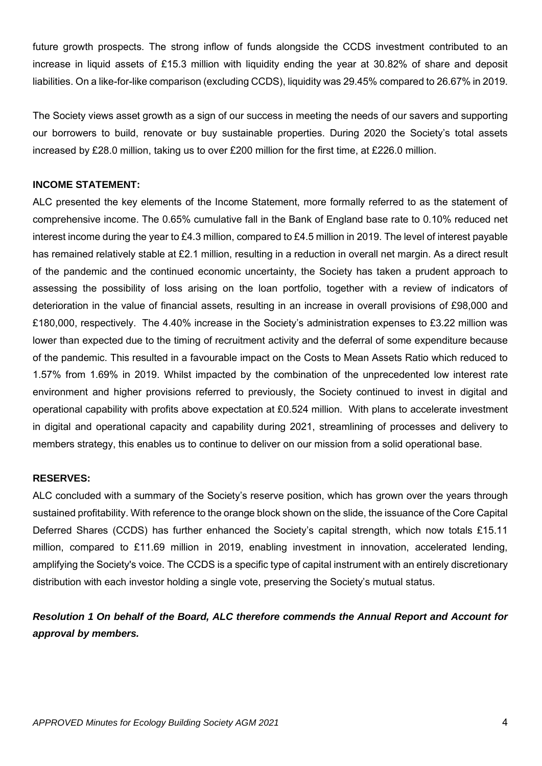future growth prospects. The strong inflow of funds alongside the CCDS investment contributed to an increase in liquid assets of £15.3 million with liquidity ending the year at 30.82% of share and deposit liabilities. On a like-for-like comparison (excluding CCDS), liquidity was 29.45% compared to 26.67% in 2019.

The Society views asset growth as a sign of our success in meeting the needs of our savers and supporting our borrowers to build, renovate or buy sustainable properties. During 2020 the Society's total assets increased by £28.0 million, taking us to over £200 million for the first time, at £226.0 million.

**INCOME STATEMENT:**

ALC presented the key elements of the Income Statement, more formally referred to as the statement of comprehensive income. The 0.65% cumulative fall in the Bank of England base rate to 0.10% reduced net interest income during the year to £4.3 million, compared to £4.5 million in 2019. The level of interest payable has remained relatively stable at £2.1 million, resulting in a reduction in overall net margin. As a direct result of the pandemic and the continued economic uncertainty, the Society has taken a prudent approach to assessing the possibility of loss arising on the loan portfolio, together with a review of indicators of deterioration in the value of financial assets, resulting in an increase in overall provisions of £98,000 and £180,000, respectively. The 4.40% increase in the Society's administration expenses to £3.22 million was lower than expected due to the timing of recruitment activity and the deferral of some expenditure because of the pandemic. This resulted in a favourable impact on the Costs to Mean Assets Ratio which reduced to 1.57% from 1.69% in 2019. Whilst impacted by the combination of the unprecedented low interest rate environment and higher provisions referred to previously, the Society continued to invest in digital and operational capability with profits above expectation at £0.524 million. With plans to accelerate investment in digital and operational capacity and capability during 2021, streamlining of processes and delivery to members strategy, this enables us to continue to deliver on our mission from a solid operational base.

**RESERVES:**

ALC concluded with a summary of the Society's reserve position, which has grown over the years through sustained profitability. With reference to the orange block shown on the slide, the issuance of the Core Capital Deferred Shares (CCDS) has further enhanced the Society's capital strength, which now totals £15.11 million, compared to £11.69 million in 2019, enabling investment in innovation, accelerated lending, amplifying the Society's voice. The CCDS is a specific type of capital instrument with an entirely discretionary distribution with each investor holding a single vote, preserving the Society's mutual status.

***Resolution 1 On behalf of the Board, ALC therefore commends the Annual Report and Account for approval by members.***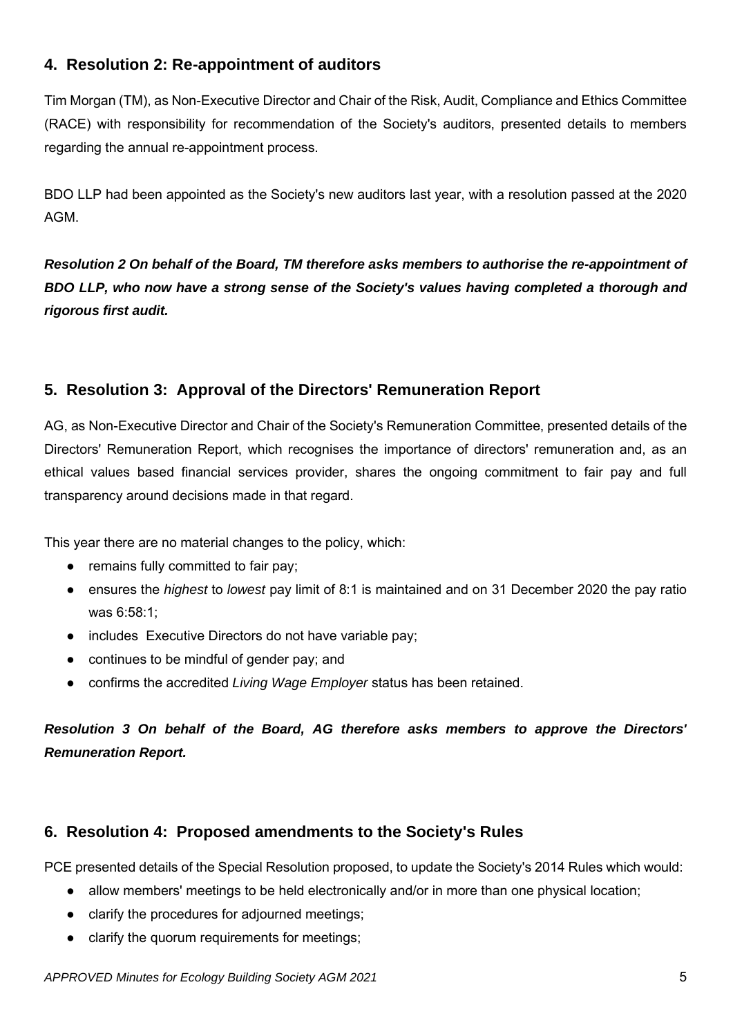## 4. Resolution 2: Re-appointment of auditors

Tim Morgan (TM), as Non-Executive Director and Chair of the Risk, Audit, Compliance and Ethics Committee (RACE) with responsibility for recommendation of the Society's auditors, presented details to members regarding the annual re-appointment process.

BDO LLP had been appointed as the Society's new auditors last year, with a resolution passed at the 2020 AGM.

***Resolution 2 On behalf of the Board, TM therefore asks members to authorise the re-appointment of BDO LLP, who now have a strong sense of the Society's values having completed a thorough and rigorous first audit.***

## 5. Resolution 3: Approval of the Directors' Remuneration Report

AG, as Non-Executive Director and Chair of the Society's Remuneration Committee, presented details of the Directors' Remuneration Report, which recognises the importance of directors' remuneration and, as an ethical values based financial services provider, shares the ongoing commitment to fair pay and full transparency around decisions made in that regard.

This year there are no material changes to the policy, which:

- remains fully committed to fair pay;
- ensures the *highest* to *lowest* pay limit of 8:1 is maintained and on 31 December 2020 the pay ratio was 6:58:1;
- includes Executive Directors do not have variable pay;
- continues to be mindful of gender pay; and
- confirms the accredited *Living Wage Employer* status has been retained.

***Resolution 3 On behalf of the Board, AG therefore asks members to approve the Directors' Remuneration Report.***

## 6. Resolution 4: Proposed amendments to the Society's Rules

PCE presented details of the Special Resolution proposed, to update the Society's 2014 Rules which would:

- allow members' meetings to be held electronically and/or in more than one physical location;
- clarify the procedures for adjourned meetings;
- clarify the quorum requirements for meetings;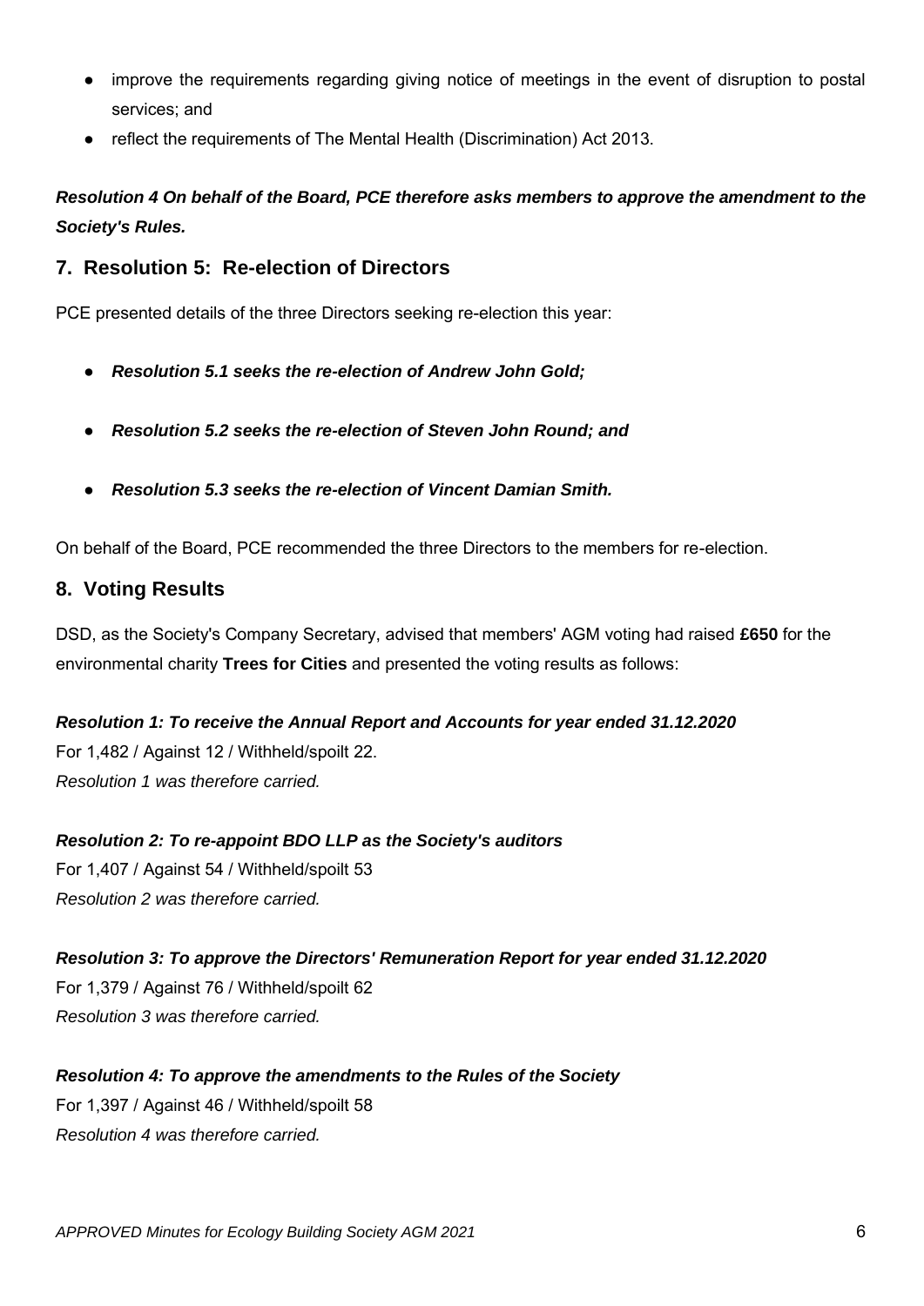- improve the requirements regarding giving notice of meetings in the event of disruption to postal services; and
- reflect the requirements of The Mental Health (Discrimination) Act 2013.

***Resolution 4 On behalf of the Board, PCE therefore asks members to approve the amendment to the Society's Rules.***

## 7. Resolution 5: Re-election of Directors

PCE presented details of the three Directors seeking re-election this year:

- ***Resolution 5.1 seeks the re-election of Andrew John Gold;***
- ***Resolution 5.2 seeks the re-election of Steven John Round; and***
- ***Resolution 5.3 seeks the re-election of Vincent Damian Smith.***

On behalf of the Board, PCE recommended the three Directors to the members for re-election.

## 8. Voting Results

DSD, as the Society's Company Secretary, advised that members' AGM voting had raised **£650** for the environmental charity **Trees for Cities** and presented the voting results as follows:

***Resolution 1: To receive the Annual Report and Accounts for year ended 31.12.2020***
For 1,482 / Against 12 / Withheld/spoilt 22.
*Resolution 1 was therefore carried.*

***Resolution 2: To re-appoint BDO LLP as the Society's auditors***
For 1,407 / Against 54 / Withheld/spoilt 53
*Resolution 2 was therefore carried.*

***Resolution 3: To approve the Directors' Remuneration Report for year ended 31.12.2020***
For 1,379 / Against 76 / Withheld/spoilt 62
*Resolution 3 was therefore carried.*

***Resolution 4: To approve the amendments to the Rules of the Society***
For 1,397 / Against 46 / Withheld/spoilt 58
*Resolution 4 was therefore carried.*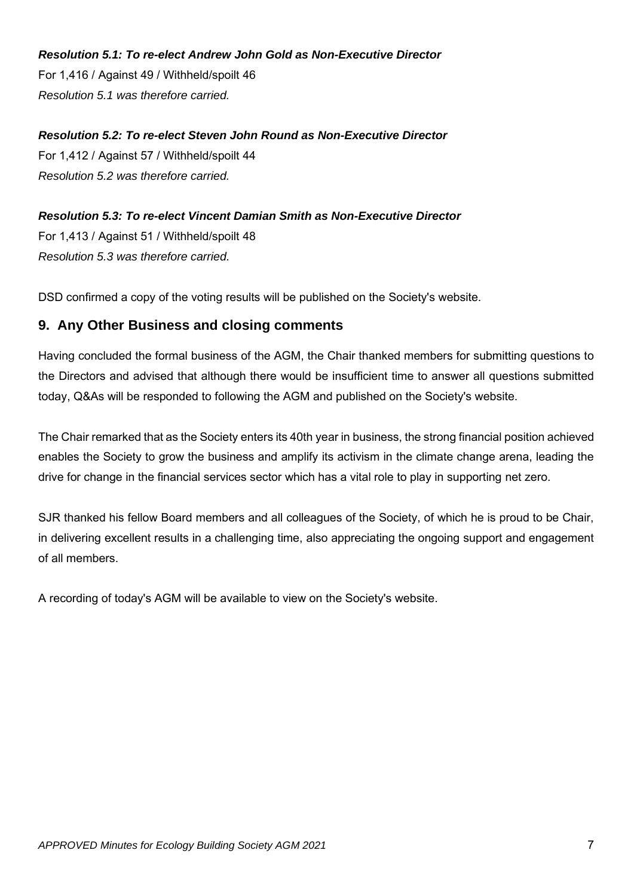***Resolution 5.1: To re-elect Andrew John Gold as Non-Executive Director***

For 1,416 / Against 49 / Withheld/spoilt 46

*Resolution 5.1 was therefore carried.*

***Resolution 5.2: To re-elect Steven John Round as Non-Executive Director***

For 1,412 / Against 57 / Withheld/spoilt 44

*Resolution 5.2 was therefore carried.*

***Resolution 5.3: To re-elect Vincent Damian Smith as Non-Executive Director***

For 1,413 / Against 51 / Withheld/spoilt 48

*Resolution 5.3 was therefore carried.*

DSD confirmed a copy of the voting results will be published on the Society's website.

## 9. Any Other Business and closing comments

Having concluded the formal business of the AGM, the Chair thanked members for submitting questions to the Directors and advised that although there would be insufficient time to answer all questions submitted today, Q&As will be responded to following the AGM and published on the Society's website.

The Chair remarked that as the Society enters its 40th year in business, the strong financial position achieved enables the Society to grow the business and amplify its activism in the climate change arena, leading the drive for change in the financial services sector which has a vital role to play in supporting net zero.

SJR thanked his fellow Board members and all colleagues of the Society, of which he is proud to be Chair, in delivering excellent results in a challenging time, also appreciating the ongoing support and engagement of all members.

A recording of today's AGM will be available to view on the Society's website.